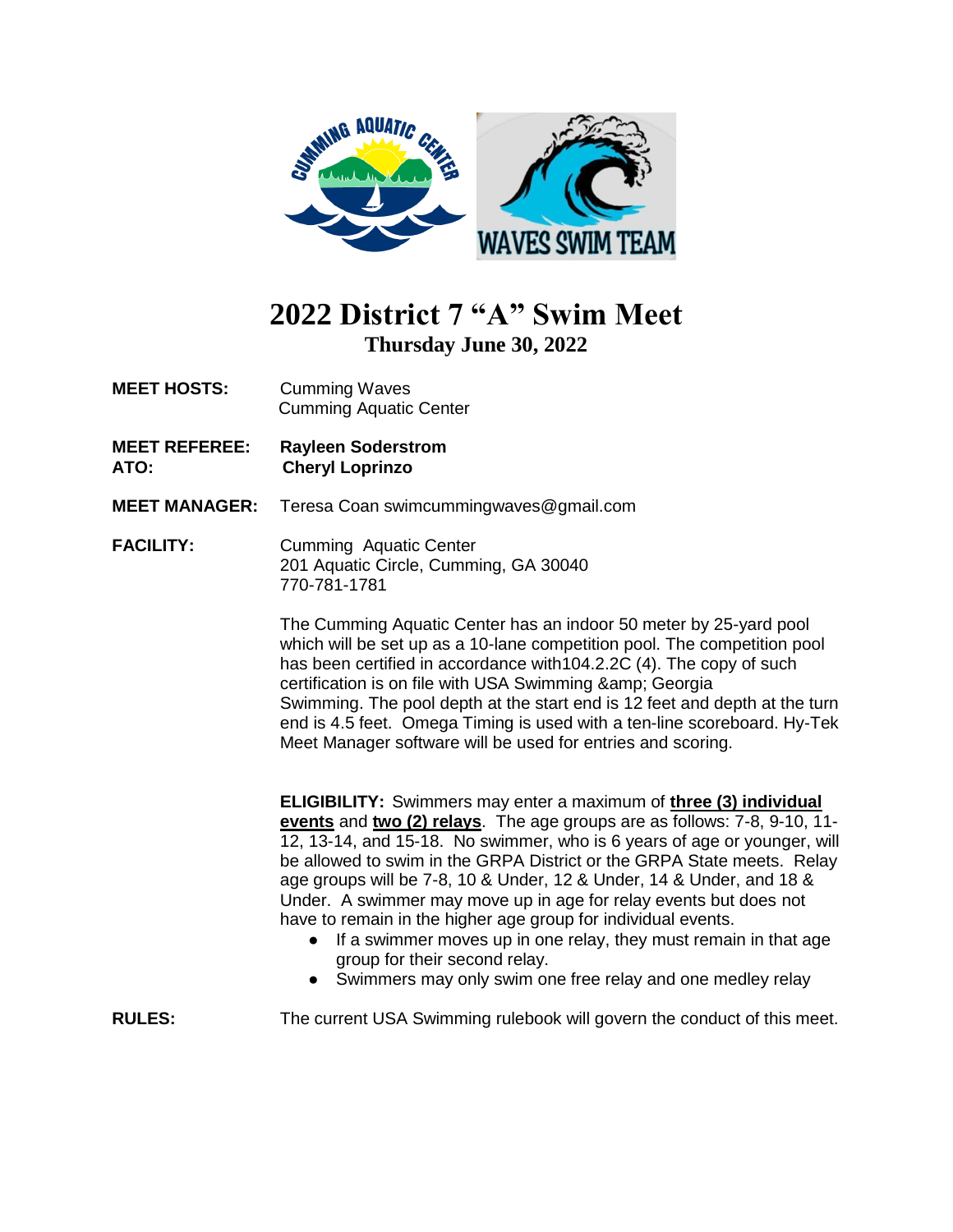# 2022 District 7 "A" Swim Meet

## Thursday June 30, 2022

**MEET HOSTS:** Cumming Waves
Cumming Aquatic Center

**MEET REFEREE:** **Rayleen Soderstrom**
**ATO:** **Cheryl Loprinzo**

**MEET MANAGER:** Teresa Coan swimcummingwaves@gmail.com

**FACILITY:** Cumming Aquatic Center
201 Aquatic Circle, Cumming, GA 30040
770-781-1781

The Cumming Aquatic Center has an indoor 50 meter by 25-yard pool which will be set up as a 10-lane competition pool. The competition pool has been certified in accordance with104.2.2C (4). The copy of such certification is on file with USA Swimming &amp; Georgia Swimming. The pool depth at the start end is 12 feet and depth at the turn end is 4.5 feet. Omega Timing is used with a ten-line scoreboard. Hy-Tek Meet Manager software will be used for entries and scoring.

**ELIGIBILITY:** Swimmers may enter a maximum of **<u>three (3) individual events</u>** and **<u>two (2) relays</u>**. The age groups are as follows: 7-8, 9-10, 11-12, 13-14, and 15-18. No swimmer, who is 6 years of age or younger, will be allowed to swim in the GRPA District or the GRPA State meets. Relay age groups will be 7-8, 10 & Under, 12 & Under, 14 & Under, and 18 & Under. A swimmer may move up in age for relay events but does not have to remain in the higher age group for individual events.

- If a swimmer moves up in one relay, they must remain in that age group for their second relay.
- Swimmers may only swim one free relay and one medley relay

**RULES:** The current USA Swimming rulebook will govern the conduct of this meet.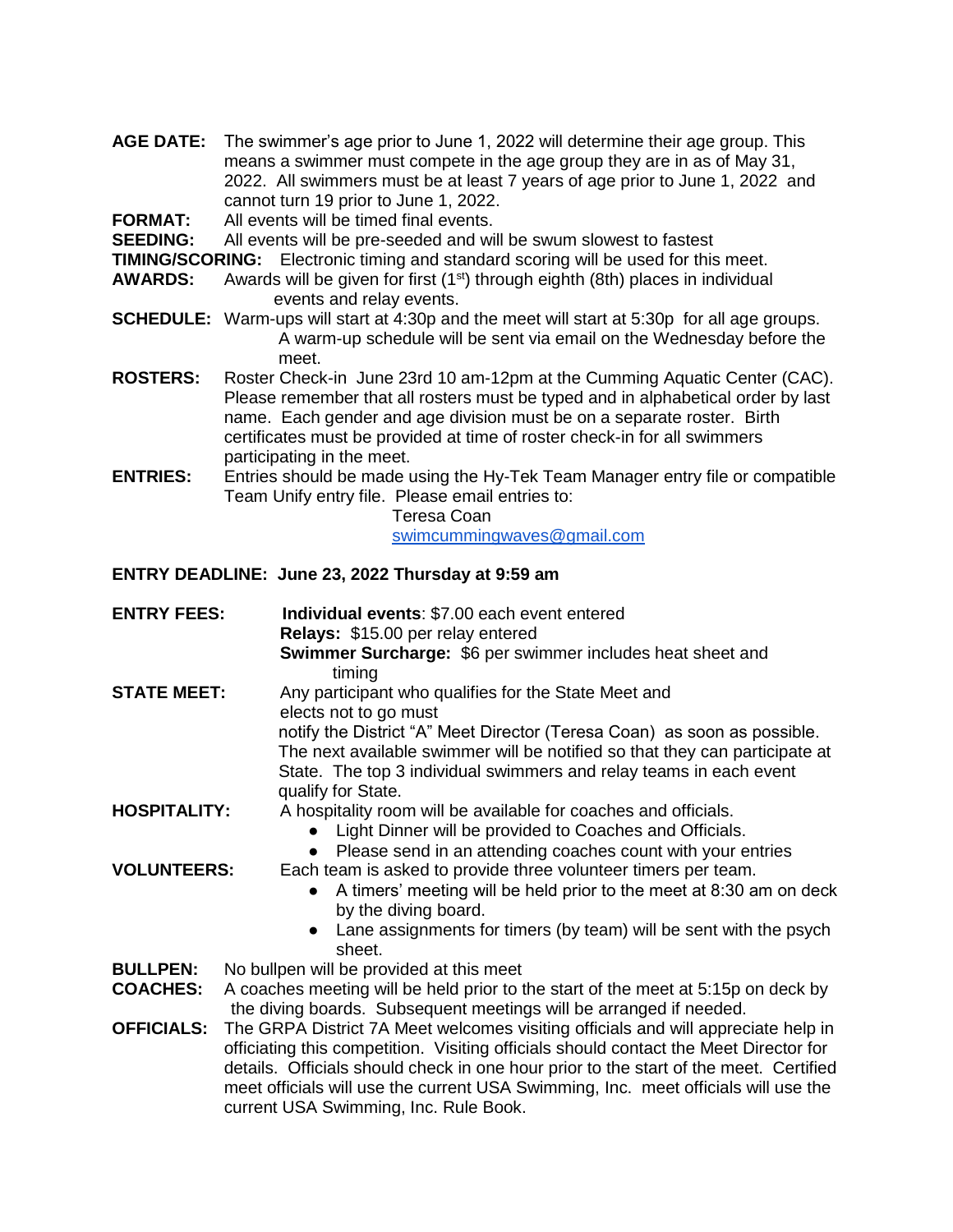**AGE DATE:** The swimmer's age prior to June 1, 2022 will determine their age group. This means a swimmer must compete in the age group they are in as of May 31, 2022. All swimmers must be at least 7 years of age prior to June 1, 2022 and cannot turn 19 prior to June 1, 2022.

**FORMAT:** All events will be timed final events.

**SEEDING:** All events will be pre-seeded and will be swum slowest to fastest

**TIMING/SCORING:** Electronic timing and standard scoring will be used for this meet.

**AWARDS:** Awards will be given for first (1st) through eighth (8th) places in individual events and relay events.

**SCHEDULE:** Warm-ups will start at 4:30p and the meet will start at 5:30p for all age groups. A warm-up schedule will be sent via email on the Wednesday before the meet.

**ROSTERS:** Roster Check-in June 23rd 10 am-12pm at the Cumming Aquatic Center (CAC). Please remember that all rosters must be typed and in alphabetical order by last name. Each gender and age division must be on a separate roster. Birth certificates must be provided at time of roster check-in for all swimmers participating in the meet.

**ENTRIES:** Entries should be made using the Hy-Tek Team Manager entry file or compatible Team Unify entry file. Please email entries to:
Teresa Coan
swimcummingwaves@gmail.com

**ENTRY DEADLINE: June 23, 2022 Thursday at 9:59 am**

**ENTRY FEES:** **Individual events**: $7.00 each event entered
**Relays:** $15.00 per relay entered
**Swimmer Surcharge:** $6 per swimmer includes heat sheet and timing

**STATE MEET:** Any participant who qualifies for the State Meet and elects not to go must notify the District "A" Meet Director (Teresa Coan) as soon as possible. The next available swimmer will be notified so that they can participate at State. The top 3 individual swimmers and relay teams in each event qualify for State.

**HOSPITALITY:** A hospitality room will be available for coaches and officials.

- Light Dinner will be provided to Coaches and Officials.
- Please send in an attending coaches count with your entries

**VOLUNTEERS:** Each team is asked to provide three volunteer timers per team.

- A timers' meeting will be held prior to the meet at 8:30 am on deck by the diving board.
- Lane assignments for timers (by team) will be sent with the psych sheet.

**BULLPEN:** No bullpen will be provided at this meet

**COACHES:** A coaches meeting will be held prior to the start of the meet at 5:15p on deck by the diving boards. Subsequent meetings will be arranged if needed.

**OFFICIALS:** The GRPA District 7A Meet welcomes visiting officials and will appreciate help in officiating this competition. Visiting officials should contact the Meet Director for details. Officials should check in one hour prior to the start of the meet. Certified meet officials will use the current USA Swimming, Inc. meet officials will use the current USA Swimming, Inc. Rule Book.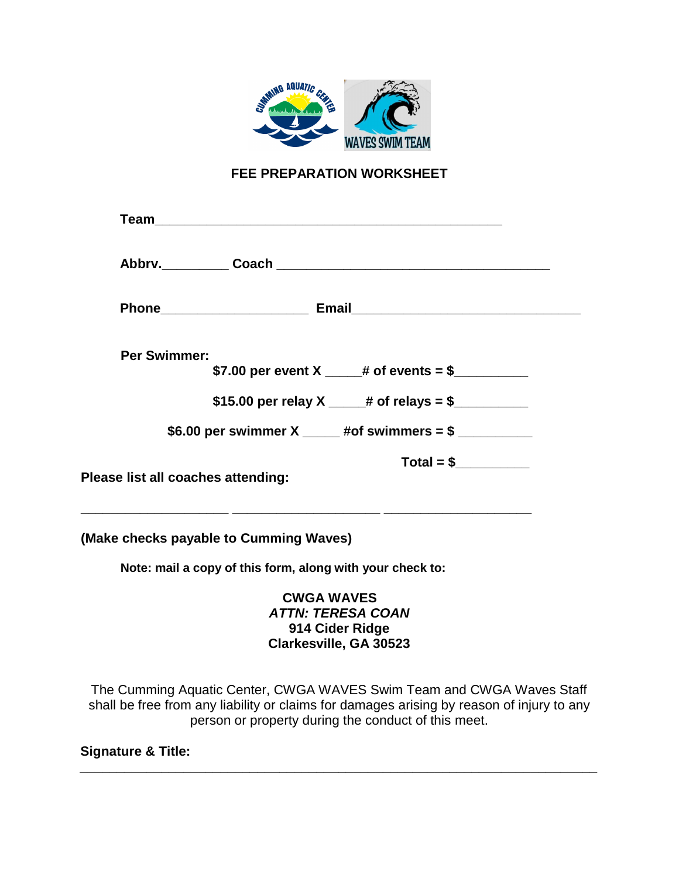## FEE PREPARATION WORKSHEET

**Team**_______________________________________________

**Abbrv.**_________ **Coach** ______________________________________

**Phone**____________________ **Email**_______________________________

**Per Swimmer:**

**$7.00 per event X _____# of events = $__________**

**$15.00 per relay X _____# of relays = $__________**

**$6.00 per swimmer X _____ #of swimmers = $ __________**

**Total = $__________**

**Please list all coaches attending:**

____________________ ____________________ ____________________

**(Make checks payable to Cumming Waves)**

**Note: mail a copy of this form, along with your check to:**

**CWGA WAVES**
***ATTN: TERESA COAN***
**914 Cider Ridge**
**Clarkesville, GA 30523**

The Cumming Aquatic Center, CWGA WAVES Swim Team and CWGA Waves Staff shall be free from any liability or claims for damages arising by reason of injury to any person or property during the conduct of this meet.

**Signature & Title:**

_______________________________________________________________________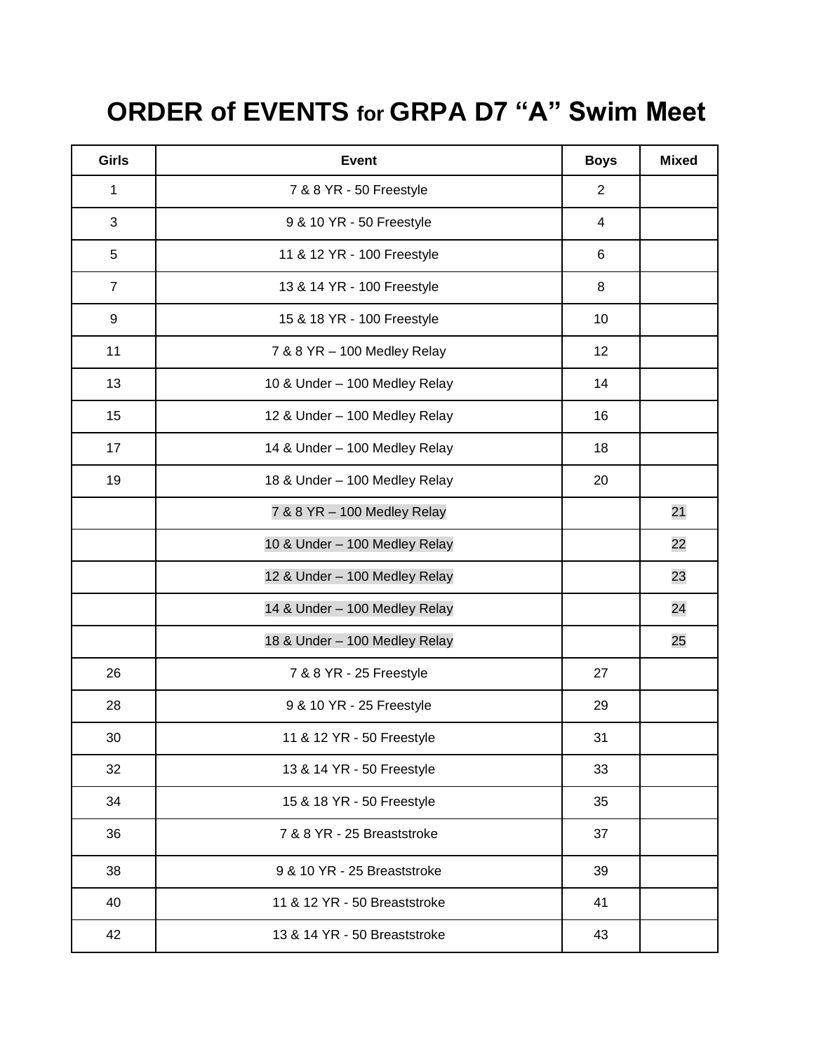# ORDER of EVENTS for GRPA D7 “A” Swim Meet

| Girls | Event | Boys | Mixed |
|---|---|---|---|
| 1 | 7 & 8 YR - 50 Freestyle | 2 | |
| 3 | 9 & 10 YR - 50 Freestyle | 4 | |
| 5 | 11 & 12 YR - 100 Freestyle | 6 | |
| 7 | 13 & 14 YR - 100 Freestyle | 8 | |
| 9 | 15 & 18 YR - 100 Freestyle | 10 | |
| 11 | 7 & 8 YR – 100 Medley Relay | 12 | |
| 13 | 10 & Under – 100 Medley Relay | 14 | |
| 15 | 12 & Under – 100 Medley Relay | 16 | |
| 17 | 14 & Under – 100 Medley Relay | 18 | |
| 19 | 18 & Under – 100 Medley Relay | 20 | |
| | 7 & 8 YR – 100 Medley Relay | | 21 |
| | 10 & Under – 100 Medley Relay | | 22 |
| | 12 & Under – 100 Medley Relay | | 23 |
| | 14 & Under – 100 Medley Relay | | 24 |
| | 18 & Under – 100 Medley Relay | | 25 |
| 26 | 7 & 8 YR - 25 Freestyle | 27 | |
| 28 | 9 & 10 YR - 25 Freestyle | 29 | |
| 30 | 11 & 12 YR - 50 Freestyle | 31 | |
| 32 | 13 & 14 YR - 50 Freestyle | 33 | |
| 34 | 15 & 18 YR - 50 Freestyle | 35 | |
| 36 | 7 & 8 YR - 25 Breaststroke | 37 | |
| 38 | 9 & 10 YR - 25 Breaststroke | 39 | |
| 40 | 11 & 12 YR - 50 Breaststroke | 41 | |
| 42 | 13 & 14 YR - 50 Breaststroke | 43 | |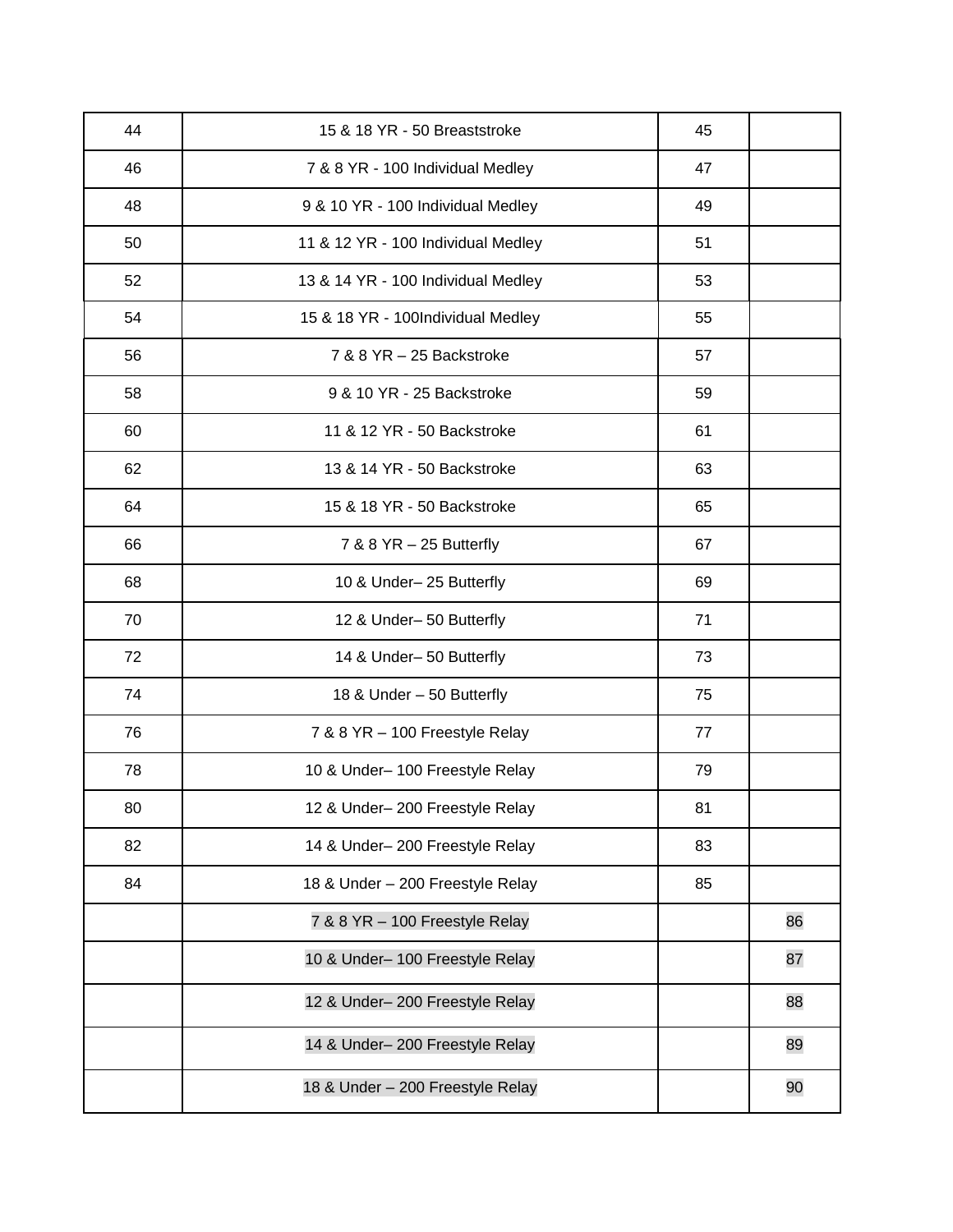| | | | |
|---|---|---|---|
| 44 | 15 & 18 YR - 50 Breaststroke | 45 | |
| 46 | 7 & 8 YR - 100 Individual Medley | 47 | |
| 48 | 9 & 10 YR - 100 Individual Medley | 49 | |
| 50 | 11 & 12 YR - 100 Individual Medley | 51 | |
| 52 | 13 & 14 YR - 100 Individual Medley | 53 | |
| 54 | 15 & 18 YR - 100Individual Medley | 55 | |
| 56 | 7 & 8 YR – 25 Backstroke | 57 | |
| 58 | 9 & 10 YR - 25 Backstroke | 59 | |
| 60 | 11 & 12 YR - 50 Backstroke | 61 | |
| 62 | 13 & 14 YR - 50 Backstroke | 63 | |
| 64 | 15 & 18 YR - 50 Backstroke | 65 | |
| 66 | 7 & 8 YR – 25 Butterfly | 67 | |
| 68 | 10 & Under– 25 Butterfly | 69 | |
| 70 | 12 & Under– 50 Butterfly | 71 | |
| 72 | 14 & Under– 50 Butterfly | 73 | |
| 74 | 18 & Under – 50 Butterfly | 75 | |
| 76 | 7 & 8 YR – 100 Freestyle Relay | 77 | |
| 78 | 10 & Under– 100 Freestyle Relay | 79 | |
| 80 | 12 & Under– 200 Freestyle Relay | 81 | |
| 82 | 14 & Under– 200 Freestyle Relay | 83 | |
| 84 | 18 & Under – 200 Freestyle Relay | 85 | |
| | 7 & 8 YR – 100 Freestyle Relay | | 86 |
| | 10 & Under– 100 Freestyle Relay | | 87 |
| | 12 & Under– 200 Freestyle Relay | | 88 |
| | 14 & Under– 200 Freestyle Relay | | 89 |
| | 18 & Under – 200 Freestyle Relay | | 90 |